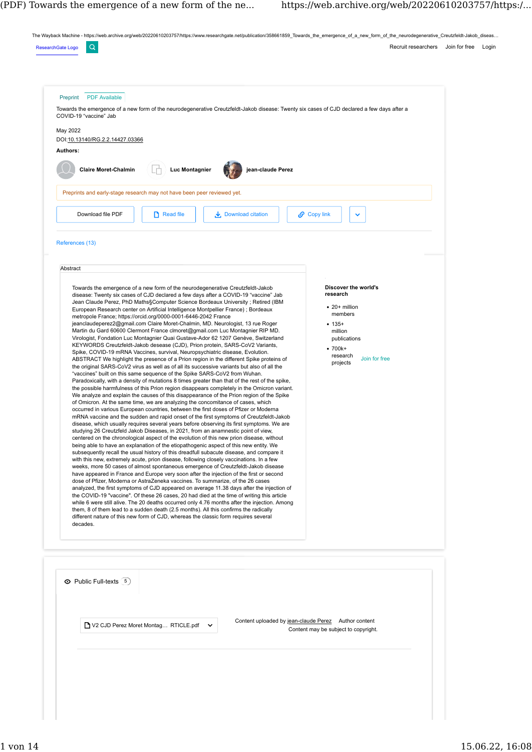Preprint | PDF Available

# Towards the emergence of a new form of the neurodegenerative Creutzfeldt-Jakob disease: Twenty six cases of CJD declared a few days after a COVID-19 "vaccine" Jab

May 2022

DOI:10.13140/RG.2.2.14427.03366

**Authors:**

**Claire Moret-Chalmin** | **Luc Montagnier** | **jean-claude Perez**

Preprints and early-stage research may not have been peer reviewed yet.

References (13)

## Abstract

Towards the emergence of a new form of the neurodegenerative Creutzfeldt-Jakob disease: Twenty six cases of CJD declared a few days after a COVID-19 "vaccine" Jab Jean Claude Perez, PhD Maths§Computer Science Bordeaux University ; Retired (IBM European Research center on Artificial Intelligence Montpellier France) ; Bordeaux metropole France; https://orcid.org/0000-0001-6446-2042 France jeanclaudeperez2@gmail.com Claire Moret-Chalmin, MD. Neurologist, 13 rue Roger Martin du Gard 60600 Clermont France clmoret@gmail.com Luc Montagnier RIP MD. Virologist, Fondation Luc Montagnier Quai Gustave-Ador 62 1207 Genève, Switzerland KEYWORDS Creutzfeldt-Jakob desease (CJD), Prion protein, SARS-CoV2 Variants, Spike, COVID-19 mRNA Vaccines, survival, Neuropsychiatric disease, Evolution. ABSTRACT We highlight the presence of a Prion region in the different Spike proteins of the original SARS-CoV2 virus as well as of all its successive variants but also of all the "vaccines" built on this same sequence of the Spike SARS-CoV2 from Wuhan. Paradoxically, with a density of mutations 8 times greater than that of the rest of the spike, the possible harmfulness of this Prion region disappears completely in the Omicron variant. We analyze and explain the causes of this disappearance of the Prion region of the Spike of Omicron. At the same time, we are analyzing the concomitance of cases, which occurred in various European countries, between the first doses of Pfizer or Moderna mRNA vaccine and the sudden and rapid onset of the first symptoms of Creutzfeldt-Jakob disease, which usually requires several years before observing its first symptoms. We are studying 26 Creutzfeld Jakob Diseases, in 2021, from an anamnestic point of view, centered on the chronological aspect of the evolution of this new prion disease, without being able to have an explanation of the etiopathogenic aspect of this new entity. We subsequently recall the usual history of this dreadfull subacute disease, and compare it with this new, extremely acute, prion disease, following closely vaccinations. In a few weeks, more 50 cases of almost spontaneous emergence of Creutzfeldt-Jakob disease have appeared in France and Europe very soon after the injection of the first or second dose of Pfizer, Moderna or AstraZeneka vaccines. To summarize, of the 26 cases analyzed, the first symptoms of CJD appeared on average 11.38 days after the injection of the COVID-19 "vaccine". Of these 26 cases, 20 had died at the time of writing this article while 6 were still alive. The 20 deaths occurred only 4.76 months after the injection. Among them, 8 of them lead to a sudden death (2.5 months). All this confirms the radically different nature of this new form of CJD, whereas the classic form requires several decades.

Public Full-texts (5)

V2 CJD Perez Moret Montag… RTICLE.pdf

Content uploaded by jean-claude Perez — Author content

Content may be subject to copyright.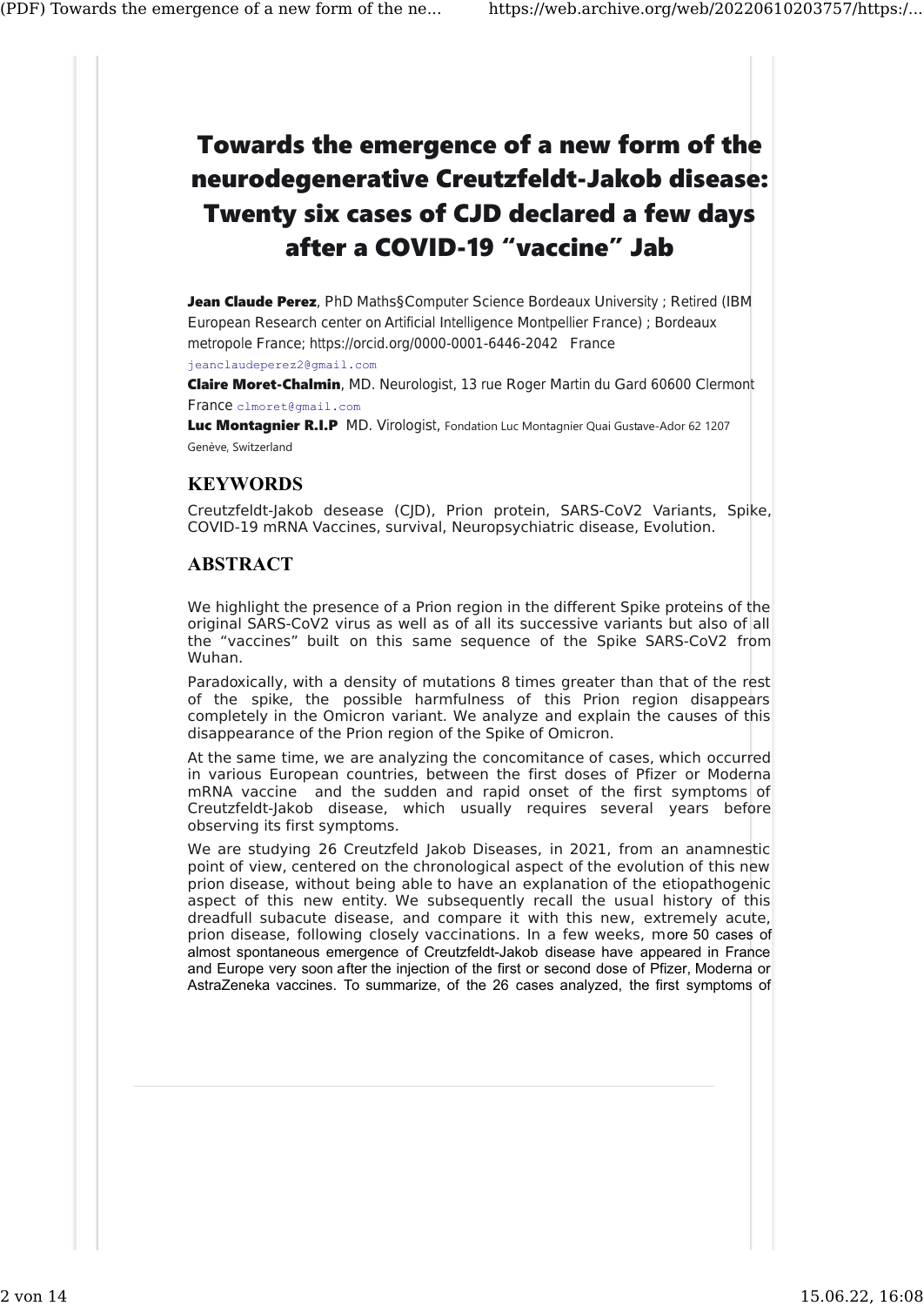# Towards the emergence of a new form of the neurodegenerative Creutzfeldt-Jakob disease: Twenty six cases of CJD declared a few days after a COVID-19 “vaccine” Jab

**Jean Claude Perez**, PhD Maths§Computer Science Bordeaux University ; Retired (IBM European Research center on Artificial Intelligence Montpellier France) ; Bordeaux metropole France; https://orcid.org/0000-0001-6446-2042 France
jeanclaudeperez2@gmail.com

**Claire Moret-Chalmin**, MD. Neurologist, 13 rue Roger Martin du Gard 60600 Clermont France clmoret@gmail.com

**Luc Montagnier R.I.P** MD. Virologist, Fondation Luc Montagnier Quai Gustave-Ador 62 1207 Genève, Switzerland

## KEYWORDS

Creutzfeldt-Jakob desease (CJD), Prion protein, SARS-CoV2 Variants, Spike, COVID-19 mRNA Vaccines, survival, Neuropsychiatric disease, Evolution.

## ABSTRACT

We highlight the presence of a Prion region in the different Spike proteins of the original SARS-CoV2 virus as well as of all its successive variants but also of all the “vaccines” built on this same sequence of the Spike SARS-CoV2 from Wuhan.

Paradoxically, with a density of mutations 8 times greater than that of the rest of the spike, the possible harmfulness of this Prion region disappears completely in the Omicron variant. We analyze and explain the causes of this disappearance of the Prion region of the Spike of Omicron.

At the same time, we are analyzing the concomitance of cases, which occurred in various European countries, between the first doses of Pfizer or Moderna mRNA vaccine and the sudden and rapid onset of the first symptoms of Creutzfeldt-Jakob disease, which usually requires several years before observing its first symptoms.

We are studying 26 Creutzfeld Jakob Diseases, in 2021, from an anamnestic point of view, centered on the chronological aspect of the evolution of this new prion disease, without being able to have an explanation of the etiopathogenic aspect of this new entity. We subsequently recall the usual history of this dreadfull subacute disease, and compare it with this new, extremely acute, prion disease, following closely vaccinations. In a few weeks, more 50 cases of almost spontaneous emergence of Creutzfeldt-Jakob disease have appeared in France and Europe very soon after the injection of the first or second dose of Pfizer, Moderna or AstraZeneka vaccines. To summarize, of the 26 cases analyzed, the first symptoms of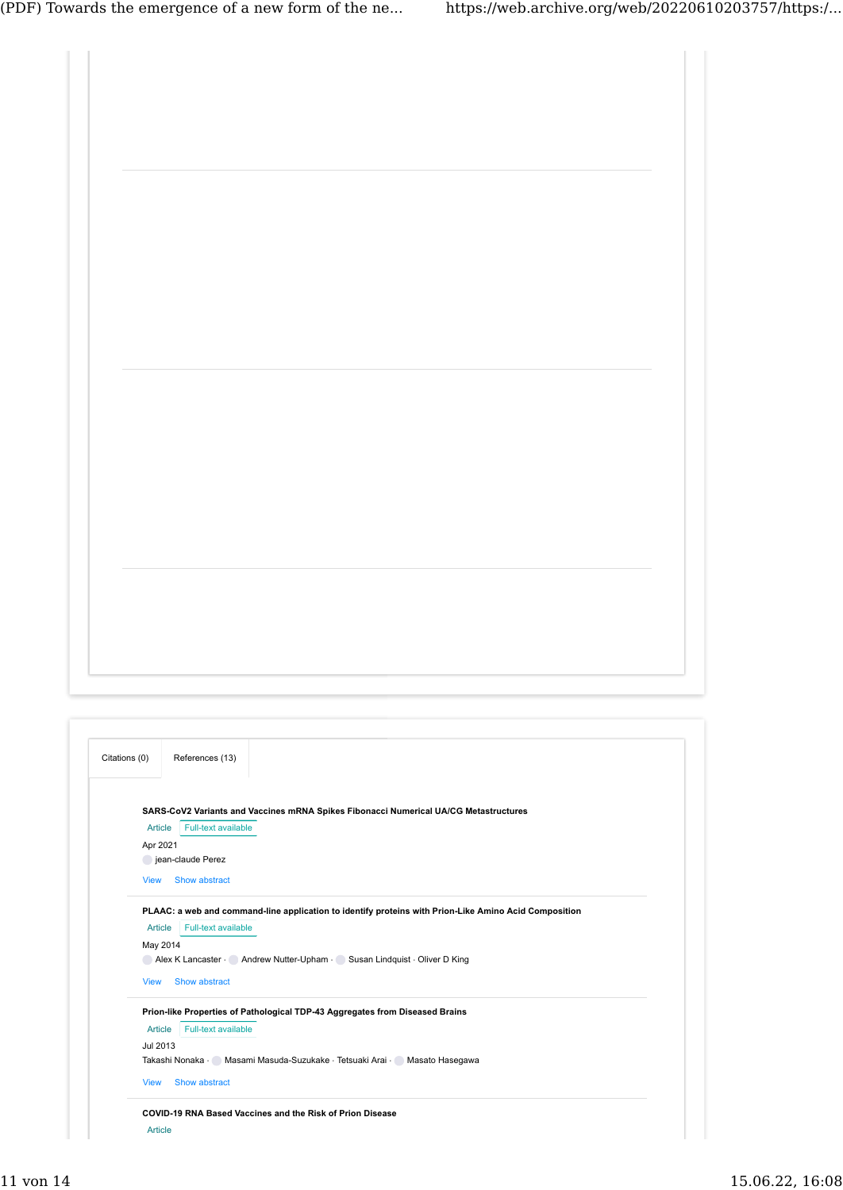Citations (0) | References (13)

**SARS-CoV2 Variants and Vaccines mRNA Spikes Fibonacci Numerical UA/CG Metastructures**

Article | Full-text available

Apr 2021

jean-claude Perez

View | Show abstract

**PLAAC: a web and command-line application to identify proteins with Prion-Like Amino Acid Composition**

Article | Full-text available

May 2014

Alex K Lancaster · Andrew Nutter-Upham · Susan Lindquist · Oliver D King

View | Show abstract

**Prion-like Properties of Pathological TDP-43 Aggregates from Diseased Brains**

Article | Full-text available

Jul 2013

Takashi Nonaka · Masami Masuda-Suzukake · Tetsuaki Arai · Masato Hasegawa

View | Show abstract

**COVID-19 RNA Based Vaccines and the Risk of Prion Disease**

Article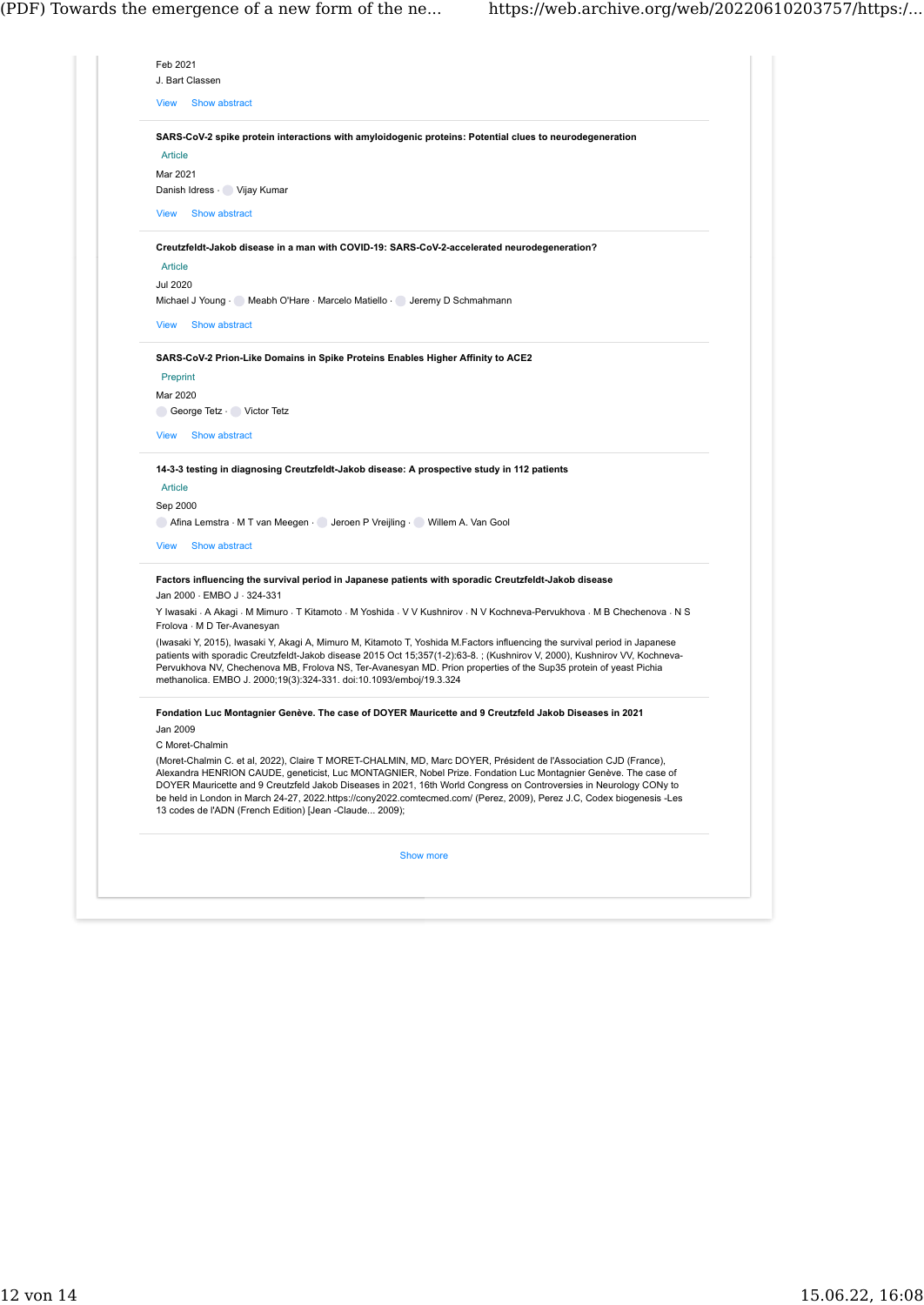Feb 2021

J. Bart Classen

View Show abstract

---

**SARS-CoV-2 spike protein interactions with amyloidogenic proteins: Potential clues to neurodegeneration**

Article

Mar 2021

Danish Idress · Vijay Kumar

View Show abstract

---

**Creutzfeldt-Jakob disease in a man with COVID-19: SARS-CoV-2-accelerated neurodegeneration?**

Article

Jul 2020

Michael J Young · Meabh O'Hare · Marcelo Matiello · Jeremy D Schmahmann

View Show abstract

---

**SARS-CoV-2 Prion-Like Domains in Spike Proteins Enables Higher Affinity to ACE2**

Preprint

Mar 2020

George Tetz · Victor Tetz

View Show abstract

---

**14-3-3 testing in diagnosing Creutzfeldt-Jakob disease: A prospective study in 112 patients**

Article

Sep 2000

Afina Lemstra · M T van Meegen · Jeroen P Vreijling · Willem A. Van Gool

View Show abstract

---

**Factors influencing the survival period in Japanese patients with sporadic Creutzfeldt-Jakob disease**

Jan 2000 · EMBO J · 324-331

Y Iwasaki · A Akagi · M Mimuro · T Kitamoto · M Yoshida · V V Kushnirov · N V Kochneva-Pervukhova · M B Chechenova · N S Frolova · M D Ter-Avanesyan

(Iwasaki Y, 2015), Iwasaki Y, Akagi A, Mimuro M, Kitamoto T, Yoshida M.Factors influencing the survival period in Japanese patients with sporadic Creutzfeldt-Jakob disease 2015 Oct 15;357(1-2):63-8. ; (Kushnirov V, 2000), Kushnirov VV, Kochneva-Pervukhova NV, Chechenova MB, Frolova NS, Ter-Avanesyan MD. Prion properties of the Sup35 protein of yeast Pichia methanolica. EMBO J. 2000;19(3):324-331. doi:10.1093/emboj/19.3.324

---

**Fondation Luc Montagnier Genève. The case of DOYER Mauricette and 9 Creutzfeld Jakob Diseases in 2021**

Jan 2009

C Moret-Chalmin

(Moret-Chalmin C. et al, 2022), Claire T MORET-CHALMIN, MD, Marc DOYER, Président de l'Association CJD (France), Alexandra HENRION CAUDE, geneticist, Luc MONTAGNIER, Nobel Prize. Fondation Luc Montagnier Genève. The case of DOYER Mauricette and 9 Creutzfeld Jakob Diseases in 2021, 16th World Congress on Controversies in Neurology CONy to be held in London in March 24-27, 2022.https://cony2022.comtecmed.com/ (Perez, 2009), Perez J.C, Codex biogenesis -Les 13 codes de l'ADN (French Edition) [Jean -Claude... 2009);

---

Show more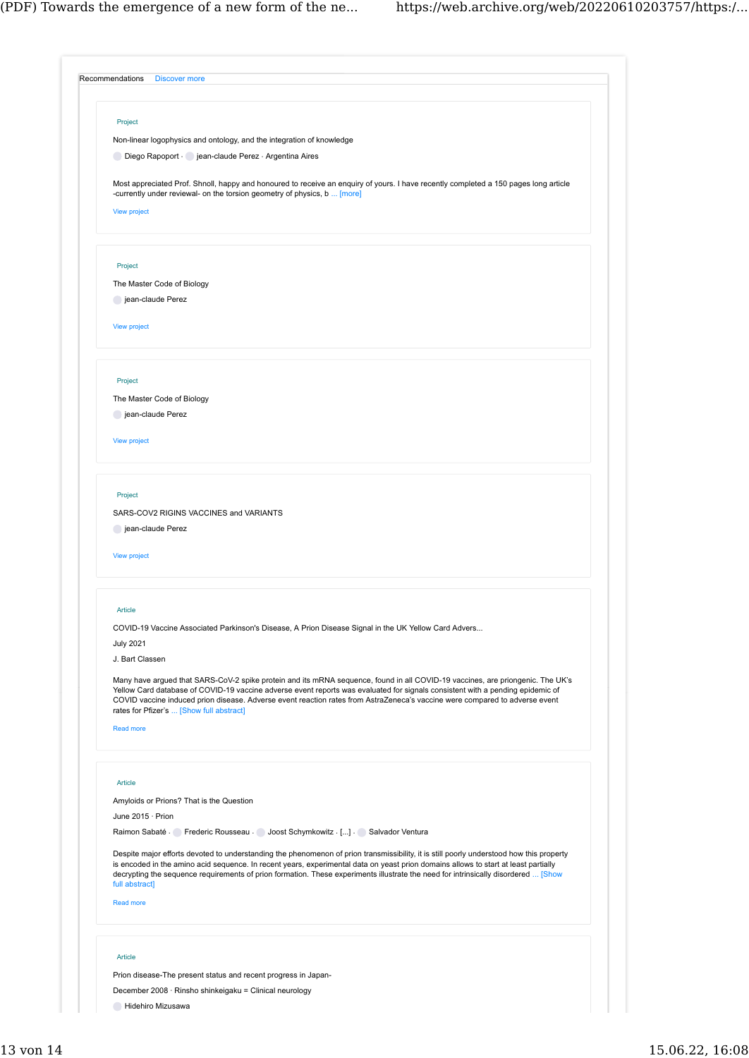Recommendations Discover more

Project

Non-linear logophysics and ontology, and the integration of knowledge

Diego Rapoport · jean-claude Perez · Argentina Aires

Most appreciated Prof. Shnoll, happy and honoured to receive an enquiry of yours. I have recently completed a 150 pages long article -currently under reviewal- on the torsion geometry of physics, b ... [more]

View project

Project

The Master Code of Biology

jean-claude Perez

View project

Project

The Master Code of Biology

jean-claude Perez

View project

Project

SARS-COV2 RIGINS VACCINES and VARIANTS

jean-claude Perez

View project

Article

COVID-19 Vaccine Associated Parkinson's Disease, A Prion Disease Signal in the UK Yellow Card Advers...

July 2021

J. Bart Classen

Many have argued that SARS-CoV-2 spike protein and its mRNA sequence, found in all COVID-19 vaccines, are priongenic. The UK's Yellow Card database of COVID-19 vaccine adverse event reports was evaluated for signals consistent with a pending epidemic of COVID vaccine induced prion disease. Adverse event reaction rates from AstraZeneca's vaccine were compared to adverse event rates for Pfizer's ... [Show full abstract]

Read more

Article

Amyloids or Prions? That is the Question

June 2015 · Prion

Raimon Sabaté · Frederic Rousseau · Joost Schymkowitz · [...] · Salvador Ventura

Despite major efforts devoted to understanding the phenomenon of prion transmissibility, it is still poorly understood how this property is encoded in the amino acid sequence. In recent years, experimental data on yeast prion domains allows to start at least partially decrypting the sequence requirements of prion formation. These experiments illustrate the need for intrinsically disordered ... [Show full abstract]

Read more

Article

Prion disease-The present status and recent progress in Japan-

December 2008 · Rinsho shinkeigaku = Clinical neurology

Hidehiro Mizusawa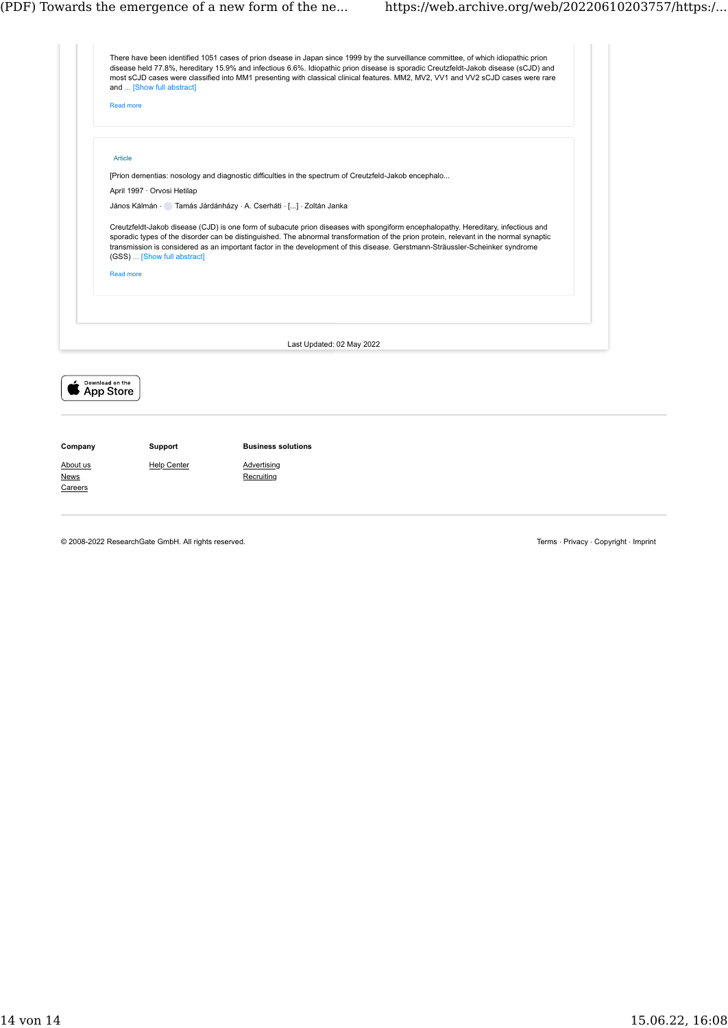There have been identified 1051 cases of prion dsease in Japan since 1999 by the surveillance committee, of which idiopathic prion disease held 77.8%, hereditary 15.9% and infectious 6.6%. Idiopathic prion disease is sporadic Creutzfeldt-Jakob disease (sCJD) and most sCJD cases were classified into MM1 presenting with classical clinical features. MM2, MV2, VV1 and VV2 sCJD cases were rare and ... [Show full abstract]

Read more

Article

[Prion dementias: nosology and diagnostic difficulties in the spectrum of Creutzfeld-Jakob encephalo...

April 1997 · Orvosi Hetilap

János Kálmán · Tamás Járdánházy · A. Cserháti · [...] · Zoltán Janka

Creutzfeldt-Jakob disease (CJD) is one form of subacute prion diseases with spongiform encephalopathy. Hereditary, infectious and sporadic types of the disorder can be distinguished. The abnormal transformation of the prion protein, relevant in the normal synaptic transmission is considered as an important factor in the development of this disease. Gerstmann-Sträussler-Scheinker syndrome (GSS) ... [Show full abstract]

Read more

Last Updated: 02 May 2022

Download on the App Store

**Company**

About us
News
Careers

**Support**

Help Center

**Business solutions**

Advertising
Recruiting

© 2008-2022 ResearchGate GmbH. All rights reserved.

Terms · Privacy · Copyright · Imprint